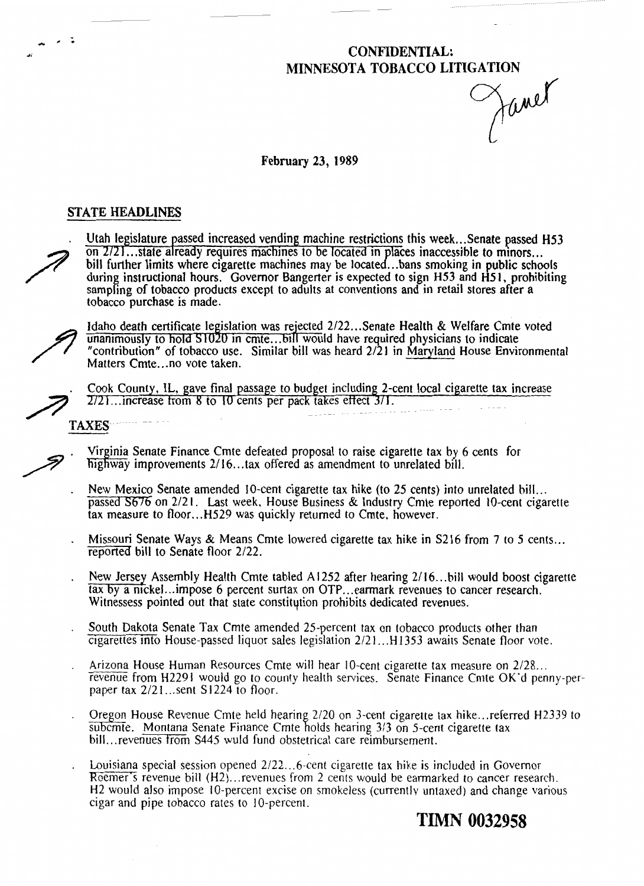**CONFIDENTIAL:**
**MINNESOTA TOBACCO LITIGATION**

Janet

**February 23, 1989**

## STATE HEADLINES

- Utah legislature passed increased vending machine restrictions this week...Senate passed H53 on 2/21...state already requires machines to be located in places inaccessible to minors... bill further limits where cigarette machines may be located...bans smoking in public schools during instructional hours. Governor Bangerter is expected to sign H53 and H51, prohibiting sampling of tobacco products except to adults at conventions and in retail stores after a tobacco purchase is made.

- Idaho death certificate legislation was rejected 2/22...Senate Health & Welfare Cmte voted unanimously to hold S1020 in cmte...bill would have required physicians to indicate "contribution" of tobacco use. Similar bill was heard 2/21 in Maryland House Environmental Matters Cmte...no vote taken.

- Cook County, IL, gave final passage to budget including 2-cent local cigarette tax increase 2/21...increase from 8 to 10 cents per pack takes effect 3/1.

## TAXES

- Virginia Senate Finance Cmte defeated proposal to raise cigarette tax by 6 cents for highway improvements 2/16...tax offered as amendment to unrelated bill.

- New Mexico Senate amended 10-cent cigarette tax hike (to 25 cents) into unrelated bill... passed S676 on 2/21. Last week, House Business & Industry Cmte reported 10-cent cigarette tax measure to floor...H529 was quickly returned to Cmte, however.

- Missouri Senate Ways & Means Cmte lowered cigarette tax hike in S216 from 7 to 5 cents... reported bill to Senate floor 2/22.

- New Jersey Assembly Health Cmte tabled A1252 after hearing 2/16...bill would boost cigarette tax by a nickel...impose 6 percent surtax on OTP...earmark revenues to cancer research. Witnessess pointed out that state constitution prohibits dedicated revenues.

- South Dakota Senate Tax Cmte amended 25-percent tax on tobacco products other than cigarettes into House-passed liquor sales legislation 2/21...H1353 awaits Senate floor vote.

- Arizona House Human Resources Cmte will hear 10-cent cigarette tax measure on 2/28... revenue from H2291 would go to county health services. Senate Finance Cmte OK'd penny-per-paper tax 2/21...sent S1224 to floor.

- Oregon House Revenue Cmte held hearing 2/20 on 3-cent cigarette tax hike...referred H2339 to subcmte. Montana Senate Finance Cmte holds hearing 3/3 on 5-cent cigarette tax bill...revenues from S445 wuld fund obstetrical care reimbursement.

- Louisiana special session opened 2/22...6-cent cigarette tax hike is included in Governor Roemer's revenue bill (H2)...revenues from 2 cents would be earmarked to cancer research. H2 would also impose 10-percent excise on smokeless (currently untaxed) and change various cigar and pipe tobacco rates to 10-percent.

**TIMN 0032958**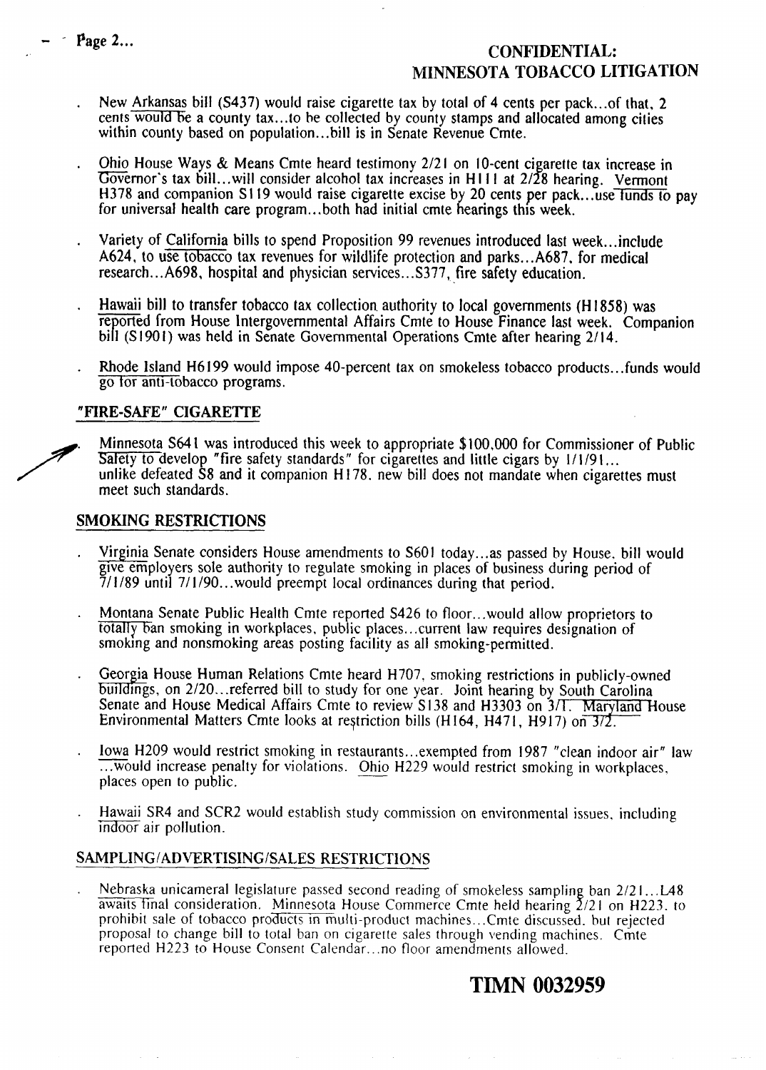**CONFIDENTIAL: MINNESOTA TOBACCO LITIGATION**

- New Arkansas bill (S437) would raise cigarette tax by total of 4 cents per pack...of that, 2 cents would be a county tax...to be collected by county stamps and allocated among cities within county based on population...bill is in Senate Revenue Cmte.
- Ohio House Ways & Means Cmte heard testimony 2/21 on 10-cent cigarette tax increase in Governor's tax bill...will consider alcohol tax increases in H111 at 2/28 hearing. Vermont H378 and companion S119 would raise cigarette excise by 20 cents per pack...use funds to pay for universal health care program...both had initial cmte hearings this week.
- Variety of California bills to spend Proposition 99 revenues introduced last week...include A624, to use tobacco tax revenues for wildlife protection and parks...A687, for medical research...A698, hospital and physician services...S377, fire safety education.
- Hawaii bill to transfer tobacco tax collection authority to local governments (H1858) was reported from House Intergovernmental Affairs Cmte to House Finance last week. Companion bill (S1901) was held in Senate Governmental Operations Cmte after hearing 2/14.
- Rhode Island H6199 would impose 40-percent tax on smokeless tobacco products...funds would go for anti-tobacco programs.

## "FIRE-SAFE" CIGARETTE

- Minnesota S641 was introduced this week to appropriate $100,000 for Commissioner of Public Safety to develop "fire safety standards" for cigarettes and little cigars by 1/1/91... unlike defeated S8 and it companion H178, new bill does not mandate when cigarettes must meet such standards.

## SMOKING RESTRICTIONS

- Virginia Senate considers House amendments to S601 today...as passed by House, bill would give employers sole authority to regulate smoking in places of business during period of 7/1/89 until 7/1/90...would preempt local ordinances during that period.
- Montana Senate Public Health Cmte reported S426 to floor...would allow proprietors to totally ban smoking in workplaces, public places...current law requires designation of smoking and nonsmoking areas posting facility as all smoking-permitted.
- Georgia House Human Relations Cmte heard H707, smoking restrictions in publicly-owned buildings, on 2/20...referred bill to study for one year. Joint hearing by South Carolina Senate and House Medical Affairs Cmte to review S138 and H3303 on 3/1. Maryland House Environmental Matters Cmte looks at restriction bills (H164, H471, H917) on 3/2.
- Iowa H209 would restrict smoking in restaurants...exempted from 1987 "clean indoor air" law ...would increase penalty for violations. Ohio H229 would restrict smoking in workplaces, places open to public.
- Hawaii SR4 and SCR2 would establish study commission on environmental issues, including indoor air pollution.

## SAMPLING/ADVERTISING/SALES RESTRICTIONS

- Nebraska unicameral legislature passed second reading of smokeless sampling ban 2/21...L48 awaits final consideration. Minnesota House Commerce Cmte held hearing 2/21 on H223, to prohibit sale of tobacco products in multi-product machines...Cmte discussed, but rejected proposal to change bill to total ban on cigarette sales through vending machines. Cmte reported H223 to House Consent Calendar...no floor amendments allowed.

TIMN 0032959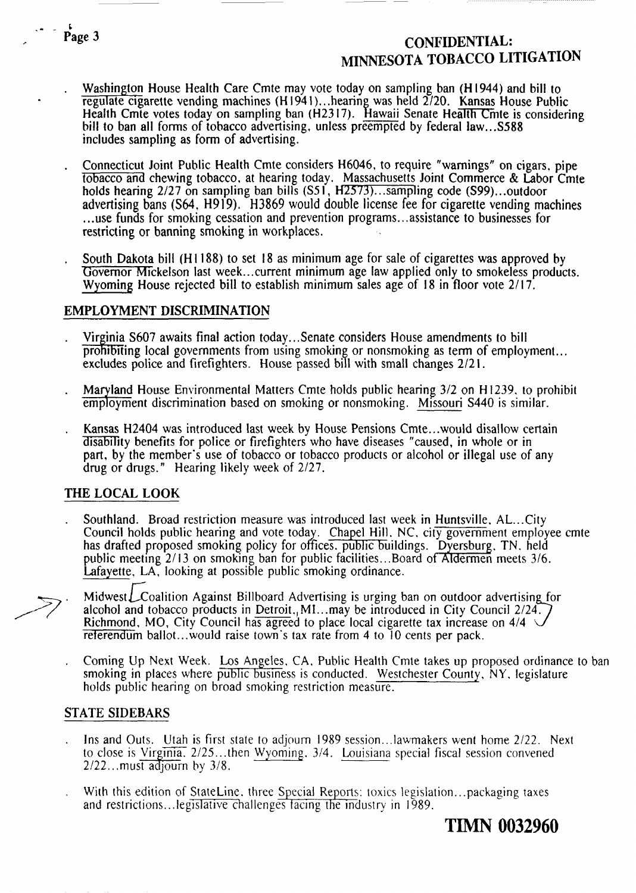**CONFIDENTIAL: MINNESOTA TOBACCO LITIGATION**

- Washington House Health Care Cmte may vote today on sampling ban (H1944) and bill to regulate cigarette vending machines (H1941)...hearing was held 2/20. Kansas House Public Health Cmte votes today on sampling ban (H2317). Hawaii Senate Health Cmte is considering bill to ban all forms of tobacco advertising, unless preempted by federal law...S588 includes sampling as form of advertising.

- Connecticut Joint Public Health Cmte considers H6046, to require "warnings" on cigars, pipe tobacco and chewing tobacco, at hearing today. Massachusetts Joint Commerce & Labor Cmte holds hearing 2/27 on sampling ban bills (S51, H2573)...sampling code (S99)...outdoor advertising bans (S64, H919). H3869 would double license fee for cigarette vending machines ...use funds for smoking cessation and prevention programs...assistance to businesses for restricting or banning smoking in workplaces.

- South Dakota bill (H1188) to set 18 as minimum age for sale of cigarettes was approved by Governor Mickelson last week...current minimum age law applied only to smokeless products. Wyoming House rejected bill to establish minimum sales age of 18 in floor vote 2/17.

## EMPLOYMENT DISCRIMINATION

- Virginia S607 awaits final action today...Senate considers House amendments to bill prohibiting local governments from using smoking or nonsmoking as term of employment... excludes police and firefighters. House passed bill with small changes 2/21.

- Maryland House Environmental Matters Cmte holds public hearing 3/2 on H1239, to prohibit employment discrimination based on smoking or nonsmoking. Missouri S440 is similar.

- Kansas H2404 was introduced last week by House Pensions Cmte...would disallow certain disability benefits for police or firefighters who have diseases "caused, in whole or in part, by the member's use of tobacco or tobacco products or alcohol or illegal use of any drug or drugs." Hearing likely week of 2/27.

## THE LOCAL LOOK

- Southland. Broad restriction measure was introduced last week in Huntsville, AL...City Council holds public hearing and vote today. Chapel Hill, NC, city government employee cmte has drafted proposed smoking policy for offices, public buildings. Dyersburg, TN, held public meeting 2/13 on smoking ban for public facilities...Board of Aldermen meets 3/6. Lafayette, LA, looking at possible public smoking ordinance.

- Midwest. Coalition Against Billboard Advertising is urging ban on outdoor advertising for alcohol and tobacco products in Detroit, MI...may be introduced in City Council 2/24. Richmond, MO, City Council has agreed to place local cigarette tax increase on 4/4 referendum ballot...would raise town's tax rate from 4 to 10 cents per pack.

- Coming Up Next Week. Los Angeles, CA, Public Health Cmte takes up proposed ordinance to ban smoking in places where public business is conducted. Westchester County, NY, legislature holds public hearing on broad smoking restriction measure.

## STATE SIDEBARS

- Ins and Outs. Utah is first state to adjourn 1989 session...lawmakers went home 2/22. Next to close is Virginia, 2/25...then Wyoming, 3/4. Louisiana special fiscal session convened 2/22...must adjourn by 3/8.

- With this edition of StateLine, three Special Reports: toxics legislation...packaging taxes and restrictions...legislative challenges facing the industry in 1989.

**TIMN 0032960**